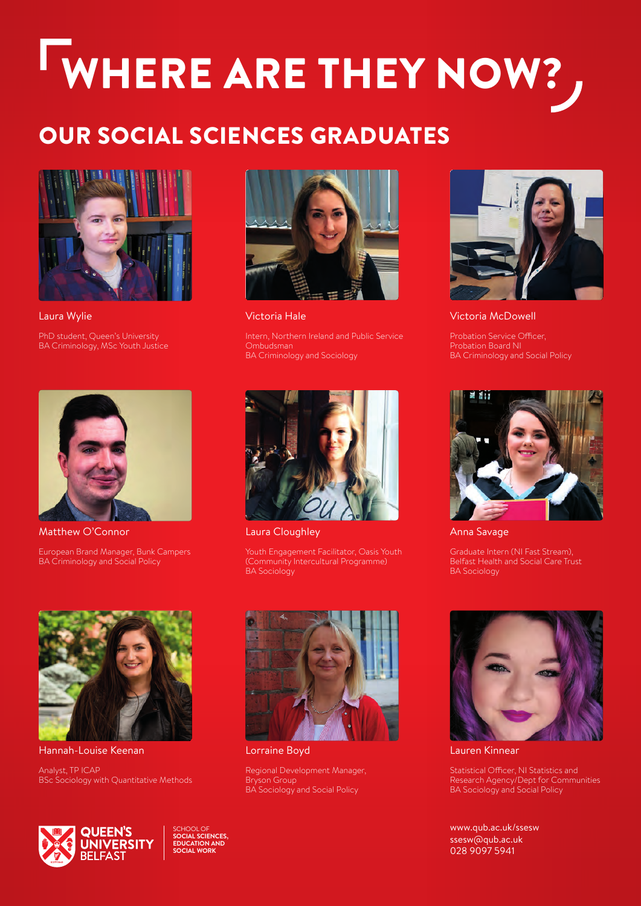# WHERE ARE THEY NOW?

## OUR SOCIAL SCIENCES GRADUATES

**Laura Wylie**
PhD student, Queen's University
BA Criminology, MSc Youth Justice

**Victoria Hale**
Intern, Northern Ireland and Public Service Ombudsman
BA Criminology and Sociology

**Victoria McDowell**
Probation Service Officer, Probation Board NI
BA Criminology and Social Policy

**Matthew O'Connor**
European Brand Manager, Bunk Campers
BA Criminology and Social Policy

**Laura Cloughley**
Youth Engagement Facilitator, Oasis Youth (Community Intercultural Programme)
BA Sociology

**Anna Savage**
Graduate Intern (NI Fast Stream), Belfast Health and Social Care Trust
BA Sociology

**Hannah-Louise Keenan**
Analyst, TP ICAP
BSc Sociology with Quantitative Methods

**Lorraine Boyd**
Regional Development Manager, Bryson Group
BA Sociology and Social Policy

**Lauren Kinnear**
Statistical Officer, NI Statistics and Research Agency/Dept for Communities
BA Sociology and Social Policy

QUEEN'S UNIVERSITY BELFAST

SCHOOL OF SOCIAL SCIENCES, EDUCATION AND SOCIAL WORK

www.qub.ac.uk/ssesw
ssesw@qub.ac.uk
028 9097 5941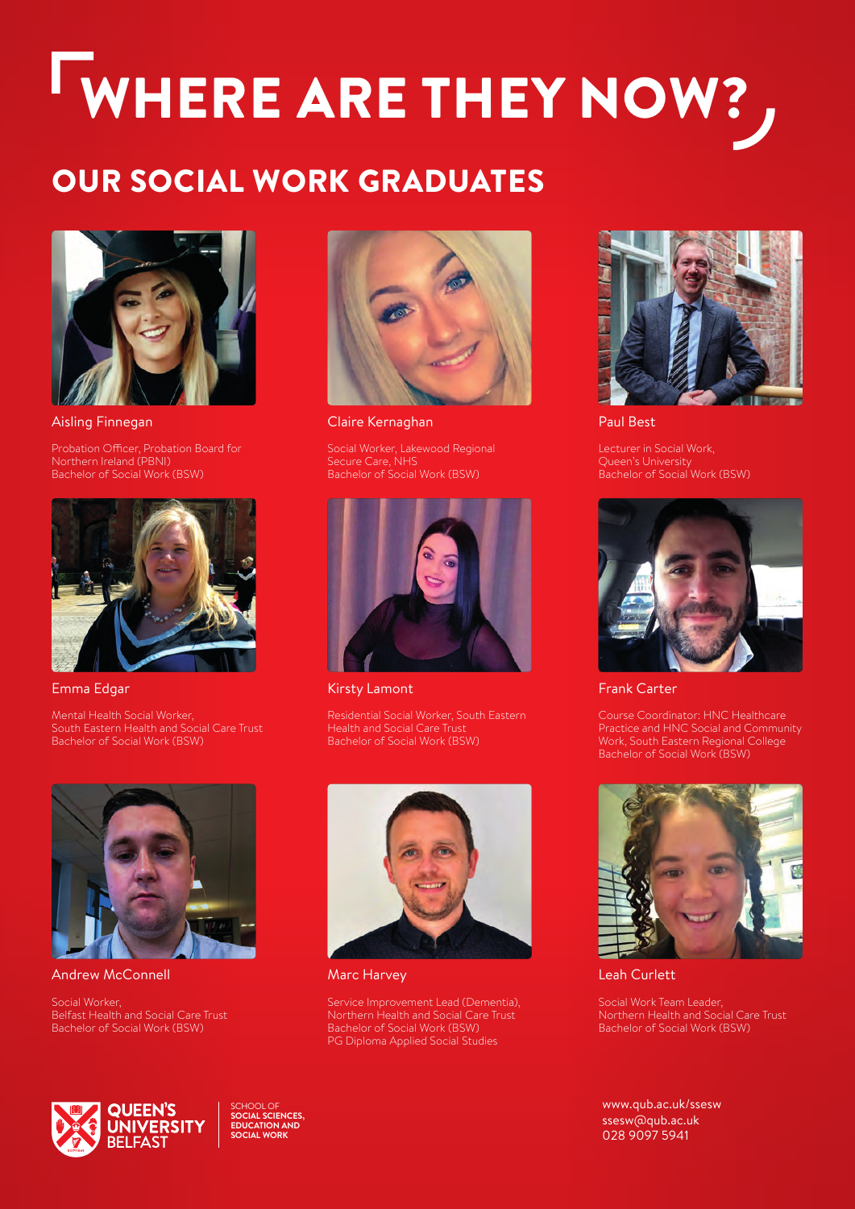# WHERE ARE THEY NOW?

## OUR SOCIAL WORK GRADUATES

**Aisling Finnegan**

Probation Officer, Probation Board for Northern Ireland (PBNI)
Bachelor of Social Work (BSW)

**Claire Kernaghan**

Social Worker, Lakewood Regional Secure Care, NHS
Bachelor of Social Work (BSW)

**Paul Best**

Lecturer in Social Work, Queen's University
Bachelor of Social Work (BSW)

**Emma Edgar**

Mental Health Social Worker, South Eastern Health and Social Care Trust
Bachelor of Social Work (BSW)

**Kirsty Lamont**

Residential Social Worker, South Eastern Health and Social Care Trust
Bachelor of Social Work (BSW)

**Frank Carter**

Course Coordinator: HNC Healthcare Practice and HNC Social and Community Work, South Eastern Regional College
Bachelor of Social Work (BSW)

**Andrew McConnell**

Social Worker, Belfast Health and Social Care Trust
Bachelor of Social Work (BSW)

**Marc Harvey**

Service Improvement Lead (Dementia), Northern Health and Social Care Trust
Bachelor of Social Work (BSW)
PG Diploma Applied Social Studies

**Leah Curlett**

Social Work Team Leader, Northern Health and Social Care Trust
Bachelor of Social Work (BSW)

QUEEN'S UNIVERSITY BELFAST

SCHOOL OF SOCIAL SCIENCES, EDUCATION AND SOCIAL WORK

www.qub.ac.uk/ssesw
ssesw@qub.ac.uk
028 9097 5941